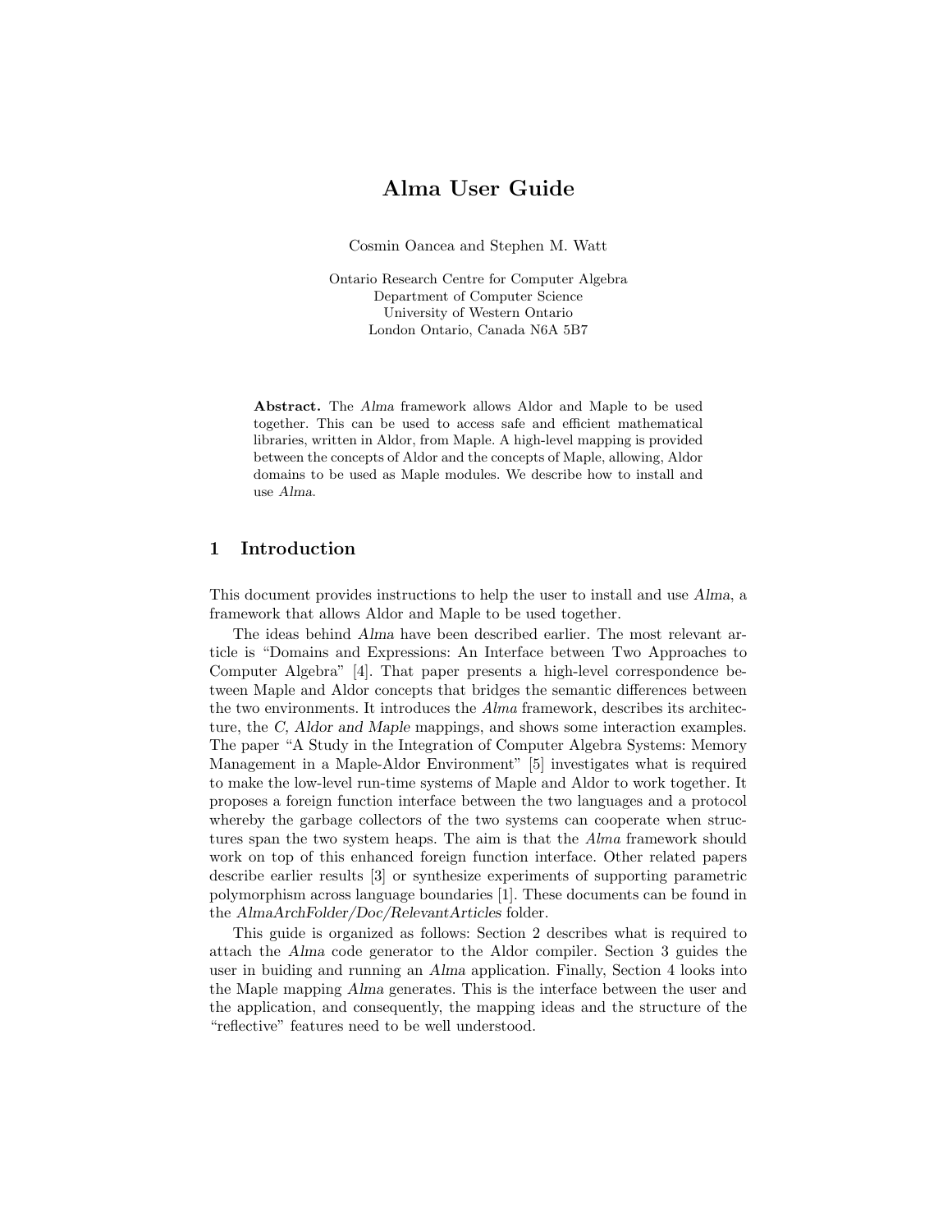# Alma User Guide

Cosmin Oancea and Stephen M. Watt

Ontario Research Centre for Computer Algebra
Department of Computer Science
University of Western Ontario
London Ontario, Canada N6A 5B7

**Abstract.** The *Alma* framework allows Aldor and Maple to be used together. This can be used to access safe and efficient mathematical libraries, written in Aldor, from Maple. A high-level mapping is provided between the concepts of Aldor and the concepts of Maple, allowing, Aldor domains to be used as Maple modules. We describe how to install and use *Alma*.

## 1 Introduction

This document provides instructions to help the user to install and use *Alma*, a framework that allows Aldor and Maple to be used together.

The ideas behind *Alma* have been described earlier. The most relevant article is "Domains and Expressions: An Interface between Two Approaches to Computer Algebra" [4]. That paper presents a high-level correspondence between Maple and Aldor concepts that bridges the semantic differences between the two environments. It introduces the *Alma* framework, describes its architecture, the *C, Aldor and Maple* mappings, and shows some interaction examples. The paper "A Study in the Integration of Computer Algebra Systems: Memory Management in a Maple-Aldor Environment" [5] investigates what is required to make the low-level run-time systems of Maple and Aldor to work together. It proposes a foreign function interface between the two languages and a protocol whereby the garbage collectors of the two systems can cooperate when structures span the two system heaps. The aim is that the *Alma* framework should work on top of this enhanced foreign function interface. Other related papers describe earlier results [3] or synthesize experiments of supporting parametric polymorphism across language boundaries [1]. These documents can be found in the *AlmaArchFolder/Doc/RelevantArticles* folder.

This guide is organized as follows: Section 2 describes what is required to attach the *Alma* code generator to the Aldor compiler. Section 3 guides the user in buiding and running an *Alma* application. Finally, Section 4 looks into the Maple mapping *Alma* generates. This is the interface between the user and the application, and consequently, the mapping ideas and the structure of the "reflective" features need to be well understood.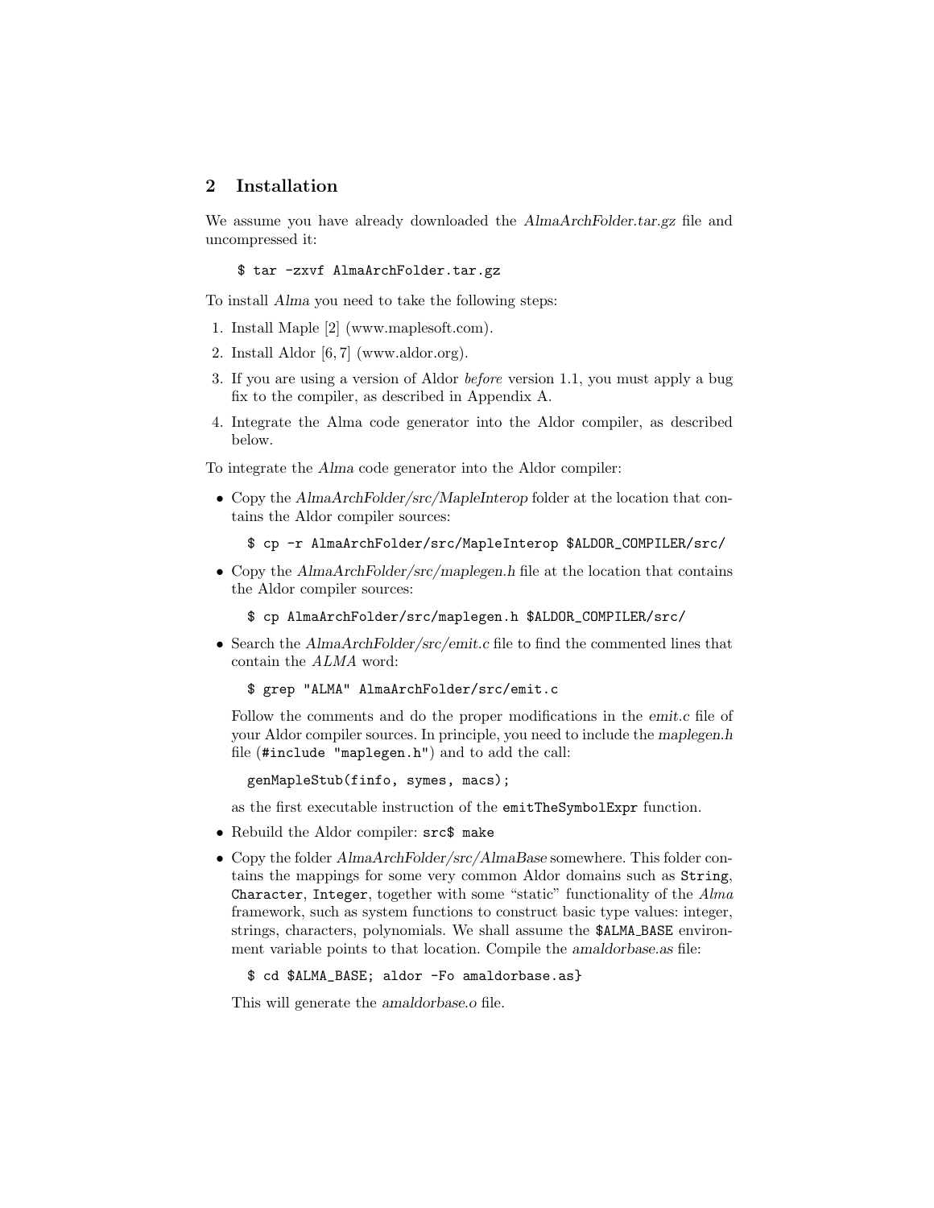## 2 Installation

We assume you have already downloaded the *AlmaArchFolder.tar.gz* file and uncompressed it:

```
$ tar -zxvf AlmaArchFolder.tar.gz
```

To install *Alma* you need to take the following steps:

1. Install Maple [2] (www.maplesoft.com).
2. Install Aldor [6, 7] (www.aldor.org).
3. If you are using a version of Aldor *before* version 1.1, you must apply a bug fix to the compiler, as described in Appendix A.
4. Integrate the Alma code generator into the Aldor compiler, as described below.

To integrate the *Alma* code generator into the Aldor compiler:

- Copy the *AlmaArchFolder/src/MapleInterop* folder at the location that contains the Aldor compiler sources:

  ```
  $ cp -r AlmaArchFolder/src/MapleInterop $ALDOR_COMPILER/src/
  ```

- Copy the *AlmaArchFolder/src/maplegen.h* file at the location that contains the Aldor compiler sources:

  ```
  $ cp AlmaArchFolder/src/maplegen.h $ALDOR_COMPILER/src/
  ```

- Search the *AlmaArchFolder/src/emit.c* file to find the commented lines that contain the *ALMA* word:

  ```
  $ grep "ALMA" AlmaArchFolder/src/emit.c
  ```

  Follow the comments and do the proper modifications in the *emit.c* file of your Aldor compiler sources. In principle, you need to include the *maplegen.h* file (`#include "maplegen.h"`) and to add the call:

  ```
  genMapleStub(finfo, symes, macs);
  ```

  as the first executable instruction of the `emitTheSymbolExpr` function.

- Rebuild the Aldor compiler: `src$ make`
- Copy the folder *AlmaArchFolder/src/AlmaBase* somewhere. This folder contains the mappings for some very common Aldor domains such as `String`, `Character`, `Integer`, together with some "static" functionality of the *Alma* framework, such as system functions to construct basic type values: integer, strings, characters, polynomials. We shall assume the `$ALMA_BASE` environment variable points to that location. Compile the *amaldorbase.as* file:

  ```
  $ cd $ALMA_BASE; aldor -Fo amaldorbase.as}
  ```

  This will generate the *amaldorbase.o* file.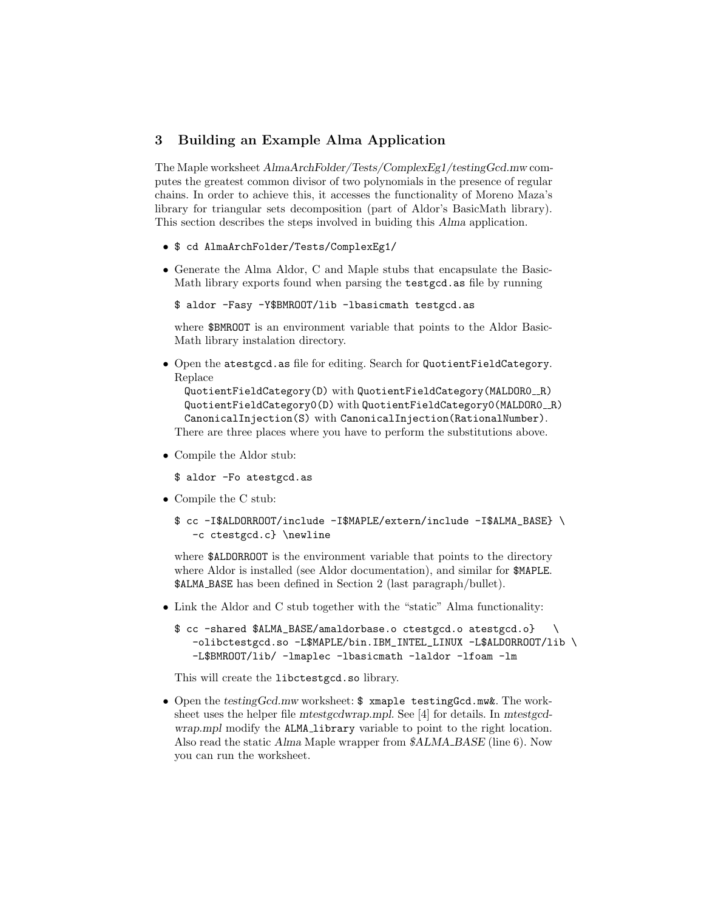## 3 Building an Example Alma Application

The Maple worksheet *AlmaArchFolder/Tests/ComplexEg1/testingGcd.mw* computes the greatest common divisor of two polynomials in the presence of regular chains. In order to achieve this, it accesses the functionality of Moreno Maza's library for triangular sets decomposition (part of Aldor's BasicMath library). This section describes the steps involved in buiding this *Alma* application.

- `$ cd AlmaArchFolder/Tests/ComplexEg1/`
- Generate the Alma Aldor, C and Maple stubs that encapsulate the BasicMath library exports found when parsing the `testgcd.as` file by running

  ```
  $ aldor -Fasy -Y$BMROOT/lib -lbasicmath testgcd.as
  ```

  where `$BMROOT` is an environment variable that points to the Aldor BasicMath library instalation directory.

- Open the `atestgcd.as` file for editing. Search for `QuotientFieldCategory`. Replace
  `QuotientFieldCategory(D)` with `QuotientFieldCategory(MALDOR0__R)`
  `QuotientFieldCategory0(D)` with `QuotientFieldCategory0(MALDOR0__R)`
  `CanonicalInjection(S)` with `CanonicalInjection(RationalNumber)`.
  There are three places where you have to perform the substitutions above.
- Compile the Aldor stub:

  ```
  $ aldor -Fo atestgcd.as
  ```

- Compile the C stub:

  ```
  $ cc -I$ALDORROOT/include -I$MAPLE/extern/include -I$ALMA_BASE} \
     -c ctestgcd.c} \newline
  ```

  where `$ALDORROOT` is the environment variable that points to the directory where Aldor is installed (see Aldor documentation), and similar for `$MAPLE`. `$ALMA_BASE` has been defined in Section 2 (last paragraph/bullet).

- Link the Aldor and C stub together with the "static" Alma functionality:

  ```
  $ cc -shared $ALMA_BASE/amaldorbase.o ctestgcd.o atestgcd.o}   \
     -olibctestgcd.so -L$MAPLE/bin.IBM_INTEL_LINUX -L$ALDORROOT/lib \
     -L$BMROOT/lib/ -lmaplec -lbasicmath -laldor -lfoam -lm
  ```

  This will create the `libctestgcd.so` library.

- Open the *testingGcd.mw* worksheet: `$ xmaple testingGcd.mw&`. The worksheet uses the helper file *mtestgcdwrap.mpl*. See [4] for details. In *mtestgcdwrap.mpl* modify the `ALMA_library` variable to point to the right location. Also read the static *Alma* Maple wrapper from *$ALMA_BASE* (line 6). Now you can run the worksheet.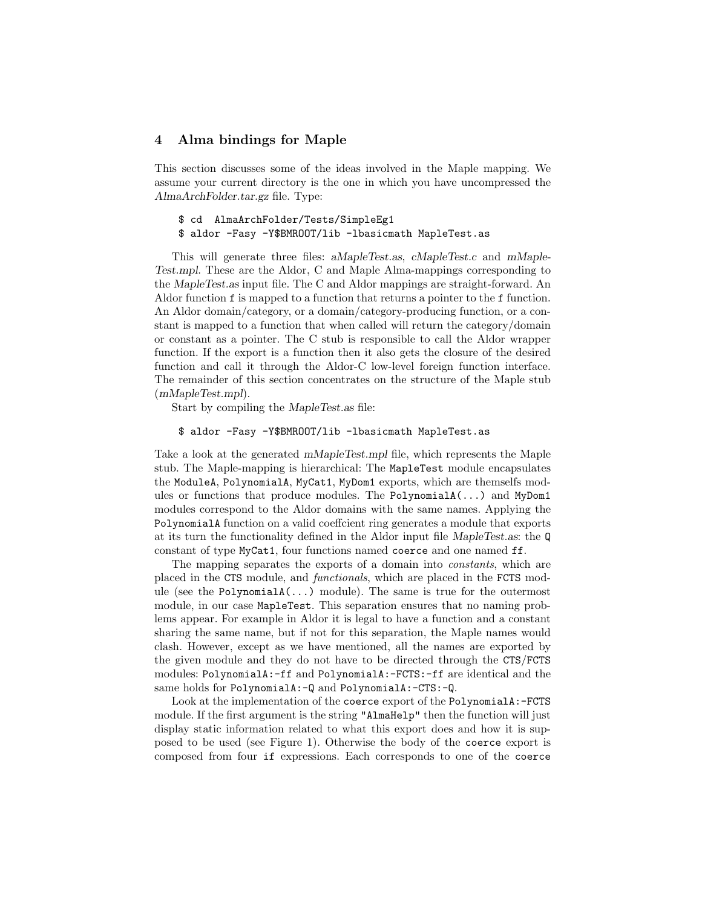## 4 Alma bindings for Maple

This section discusses some of the ideas involved in the Maple mapping. We assume your current directory is the one in which you have uncompressed the *AlmaArchFolder.tar.gz* file. Type:

```
$ cd  AlmaArchFolder/Tests/SimpleEg1
$ aldor -Fasy -Y$BMROOT/lib -lbasicmath MapleTest.as
```

This will generate three files: *aMapleTest.as*, *cMapleTest.c* and *mMapleTest.mpl*. These are the Aldor, C and Maple Alma-mappings corresponding to the *MapleTest.as* input file. The C and Aldor mappings are straight-forward. An Aldor function `f` is mapped to a function that returns a pointer to the `f` function. An Aldor domain/category, or a domain/category-producing function, or a constant is mapped to a function that when called will return the category/domain or constant as a pointer. The C stub is responsible to call the Aldor wrapper function. If the export is a function then it also gets the closure of the desired function and call it through the Aldor-C low-level foreign function interface. The remainder of this section concentrates on the structure of the Maple stub (*mMapleTest.mpl*).

Start by compiling the *MapleTest.as* file:

```
$ aldor -Fasy -Y$BMROOT/lib -lbasicmath MapleTest.as
```

Take a look at the generated *mMapleTest.mpl* file, which represents the Maple stub. The Maple-mapping is hierarchical: The `MapleTest` module encapsulates the `ModuleA`, `PolynomialA`, `MyCat1`, `MyDom1` exports, which are themselfs modules or functions that produce modules. The `PolynomialA(...)` and `MyDom1` modules correspond to the Aldor domains with the same names. Applying the `PolynomialA` function on a valid coeffcient ring generates a module that exports at its turn the functionality defined in the Aldor input file *MapleTest.as*: the `Q` constant of type `MyCat1`, four functions named `coerce` and one named `ff`.

The mapping separates the exports of a domain into *constants*, which are placed in the `CTS` module, and *functionals*, which are placed in the `FCTS` module (see the `PolynomialA(...)` module). The same is true for the outermost module, in our case `MapleTest`. This separation ensures that no naming problems appear. For example in Aldor it is legal to have a function and a constant sharing the same name, but if not for this separation, the Maple names would clash. However, except as we have mentioned, all the names are exported by the given module and they do not have to be directed through the `CTS`/`FCTS` modules: `PolynomialA:-ff` and `PolynomialA:-FCTS:-ff` are identical and the same holds for `PolynomialA:-Q` and `PolynomialA:-CTS:-Q`.

Look at the implementation of the `coerce` export of the `PolynomialA:-FCTS` module. If the first argument is the string `"AlmaHelp"` then the function will just display static information related to what this export does and how it is supposed to be used (see Figure 1). Otherwise the body of the `coerce` export is composed from four `if` expressions. Each corresponds to one of the `coerce`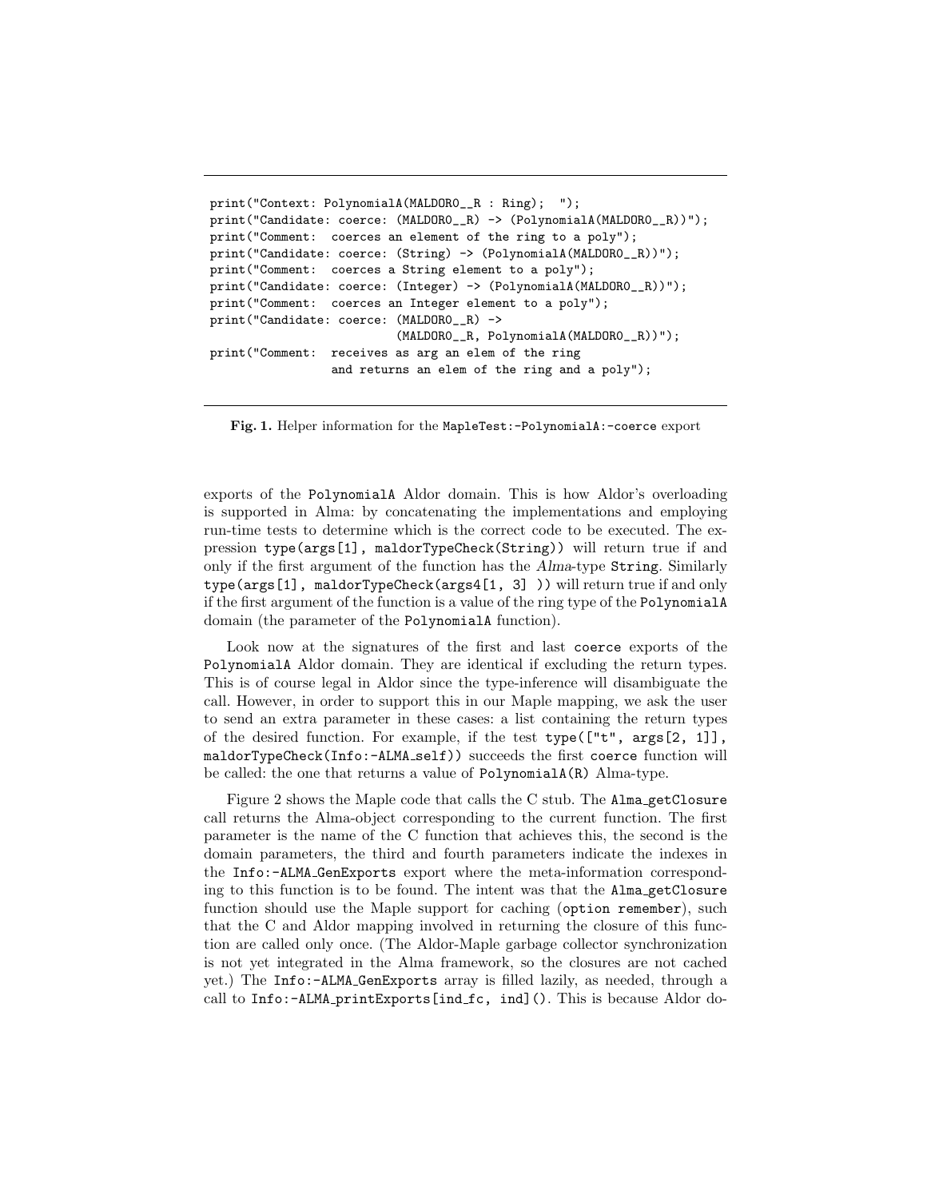```
print("Context: PolynomialA(MALDORO__R : Ring);  ");
print("Candidate: coerce: (MALDORO__R) -> (PolynomialA(MALDORO__R))");
print("Comment:  coerces an element of the ring to a poly");
print("Candidate: coerce: (String) -> (PolynomialA(MALDORO__R))");
print("Comment:  coerces a String element to a poly");
print("Candidate: coerce: (Integer) -> (PolynomialA(MALDORO__R))");
print("Comment:  coerces an Integer element to a poly");
print("Candidate: coerce: (MALDORO__R) ->
                        (MALDORO__R, PolynomialA(MALDORO__R))");
print("Comment:  receives as arg an elem of the ring
                and returns an elem of the ring and a poly");
```

**Fig. 1.** Helper information for the `MapleTest:-PolynomialA:-coerce` export

exports of the `PolynomialA` Aldor domain. This is how Aldor's overloading is supported in Alma: by concatenating the implementations and employing run-time tests to determine which is the correct code to be executed. The expression `type(args[1], maldorTypeCheck(String))` will return true if and only if the first argument of the function has the *Alma*-type `String`. Similarly `type(args[1], maldorTypeCheck(args4[1, 3] ))` will return true if and only if the first argument of the function is a value of the ring type of the `PolynomialA` domain (the parameter of the `PolynomialA` function).

Look now at the signatures of the first and last `coerce` exports of the `PolynomialA` Aldor domain. They are identical if excluding the return types. This is of course legal in Aldor since the type-inference will disambiguate the call. However, in order to support this in our Maple mapping, we ask the user to send an extra parameter in these cases: a list containing the return types of the desired function. For example, if the test `type(["t", args[2, 1]], maldorTypeCheck(Info:-ALMA_self))` succeeds the first `coerce` function will be called: the one that returns a value of `PolynomialA(R)` Alma-type.

Figure 2 shows the Maple code that calls the C stub. The `Alma_getClosure` call returns the Alma-object corresponding to the current function. The first parameter is the name of the C function that achieves this, the second is the domain parameters, the third and fourth parameters indicate the indexes in the `Info:-ALMA_GenExports` export where the meta-information corresponding to this function is to be found. The intent was that the `Alma_getClosure` function should use the Maple support for caching (`option remember`), such that the C and Aldor mapping involved in returning the closure of this function are called only once. (The Aldor-Maple garbage collector synchronization is not yet integrated in the Alma framework, so the closures are not cached yet.) The `Info:-ALMA_GenExports` array is filled lazily, as needed, through a call to `Info:-ALMA_printExports[ind_fc, ind]()`. This is because Aldor do-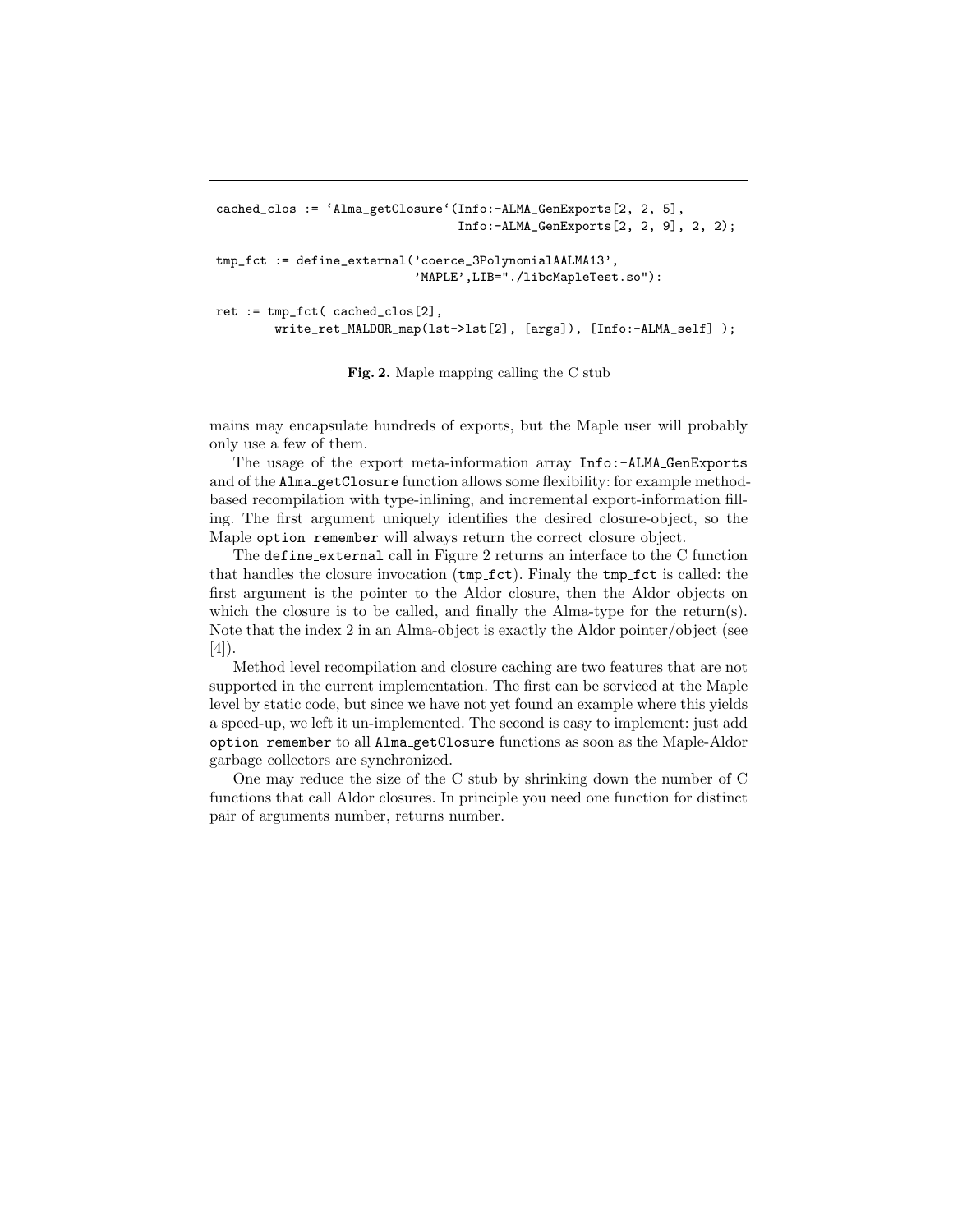```
cached_clos := `Alma_getClosure`(Info:-ALMA_GenExports[2, 2, 5],
                                 Info:-ALMA_GenExports[2, 2, 9], 2, 2);

tmp_fct := define_external('coerce_3PolynomialAALMA13',
                           'MAPLE',LIB="./libcMapleTest.so"):

ret := tmp_fct( cached_clos[2],
        write_ret_MALDOR_map(lst->lst[2], [args]), [Info:-ALMA_self] );
```

**Fig. 2.** Maple mapping calling the C stub

mains may encapsulate hundreds of exports, but the Maple user will probably only use a few of them.

The usage of the export meta-information array `Info:-ALMA_GenExports` and of the `Alma_getClosure` function allows some flexibility: for example method-based recompilation with type-inlining, and incremental export-information filling. The first argument uniquely identifies the desired closure-object, so the Maple `option remember` will always return the correct closure object.

The `define_external` call in Figure 2 returns an interface to the C function that handles the closure invocation (`tmp_fct`). Finaly the `tmp_fct` is called: the first argument is the pointer to the Aldor closure, then the Aldor objects on which the closure is to be called, and finally the Alma-type for the return(s). Note that the index 2 in an Alma-object is exactly the Aldor pointer/object (see [4]).

Method level recompilation and closure caching are two features that are not supported in the current implementation. The first can be serviced at the Maple level by static code, but since we have not yet found an example where this yields a speed-up, we left it un-implemented. The second is easy to implement: just add `option remember` to all `Alma_getClosure` functions as soon as the Maple-Aldor garbage collectors are synchronized.

One may reduce the size of the C stub by shrinking down the number of C functions that call Aldor closures. In principle you need one function for distinct pair of arguments number, returns number.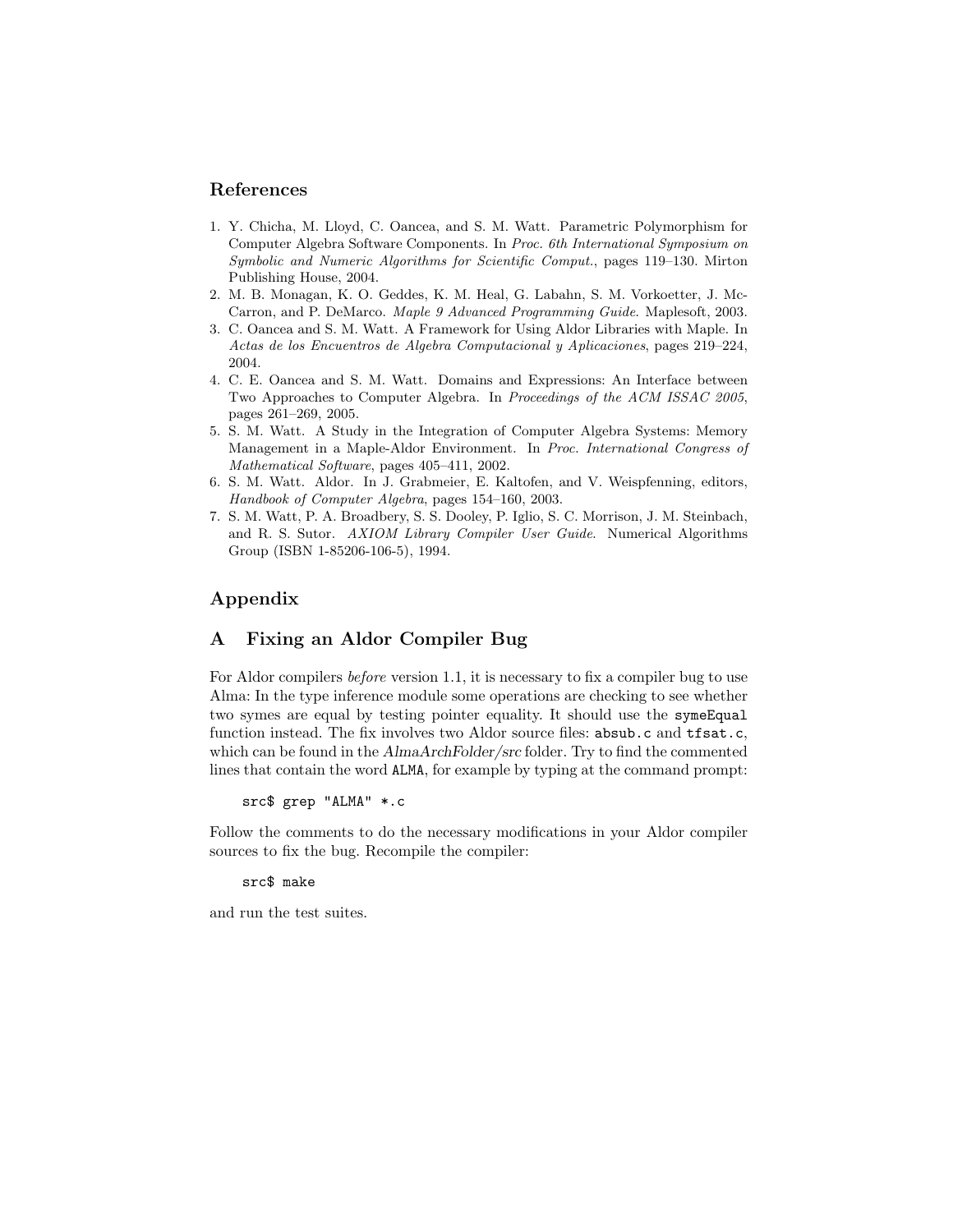## References

1. Y. Chicha, M. Lloyd, C. Oancea, and S. M. Watt. Parametric Polymorphism for Computer Algebra Software Components. In *Proc. 6th International Symposium on Symbolic and Numeric Algorithms for Scientific Comput.*, pages 119–130. Mirton Publishing House, 2004.
2. M. B. Monagan, K. O. Geddes, K. M. Heal, G. Labahn, S. M. Vorkoetter, J. McCarron, and P. DeMarco. *Maple 9 Advanced Programming Guide*. Maplesoft, 2003.
3. C. Oancea and S. M. Watt. A Framework for Using Aldor Libraries with Maple. In *Actas de los Encuentros de Algebra Computacional y Aplicaciones*, pages 219–224, 2004.
4. C. E. Oancea and S. M. Watt. Domains and Expressions: An Interface between Two Approaches to Computer Algebra. In *Proceedings of the ACM ISSAC 2005*, pages 261–269, 2005.
5. S. M. Watt. A Study in the Integration of Computer Algebra Systems: Memory Management in a Maple-Aldor Environment. In *Proc. International Congress of Mathematical Software*, pages 405–411, 2002.
6. S. M. Watt. Aldor. In J. Grabmeier, E. Kaltofen, and V. Weispfenning, editors, *Handbook of Computer Algebra*, pages 154–160, 2003.
7. S. M. Watt, P. A. Broadbery, S. S. Dooley, P. Iglio, S. C. Morrison, J. M. Steinbach, and R. S. Sutor. *AXIOM Library Compiler User Guide*. Numerical Algorithms Group (ISBN 1-85206-106-5), 1994.

## Appendix

## A Fixing an Aldor Compiler Bug

For Aldor compilers *before* version 1.1, it is necessary to fix a compiler bug to use Alma: In the type inference module some operations are checking to see whether two symes are equal by testing pointer equality. It should use the `symeEqual` function instead. The fix involves two Aldor source files: `absub.c` and `tfsat.c`, which can be found in the *AlmaArchFolder/src* folder. Try to find the commented lines that contain the word `ALMA`, for example by typing at the command prompt:

```
src$ grep "ALMA" *.c
```

Follow the comments to do the necessary modifications in your Aldor compiler sources to fix the bug. Recompile the compiler:

```
src$ make
```

and run the test suites.